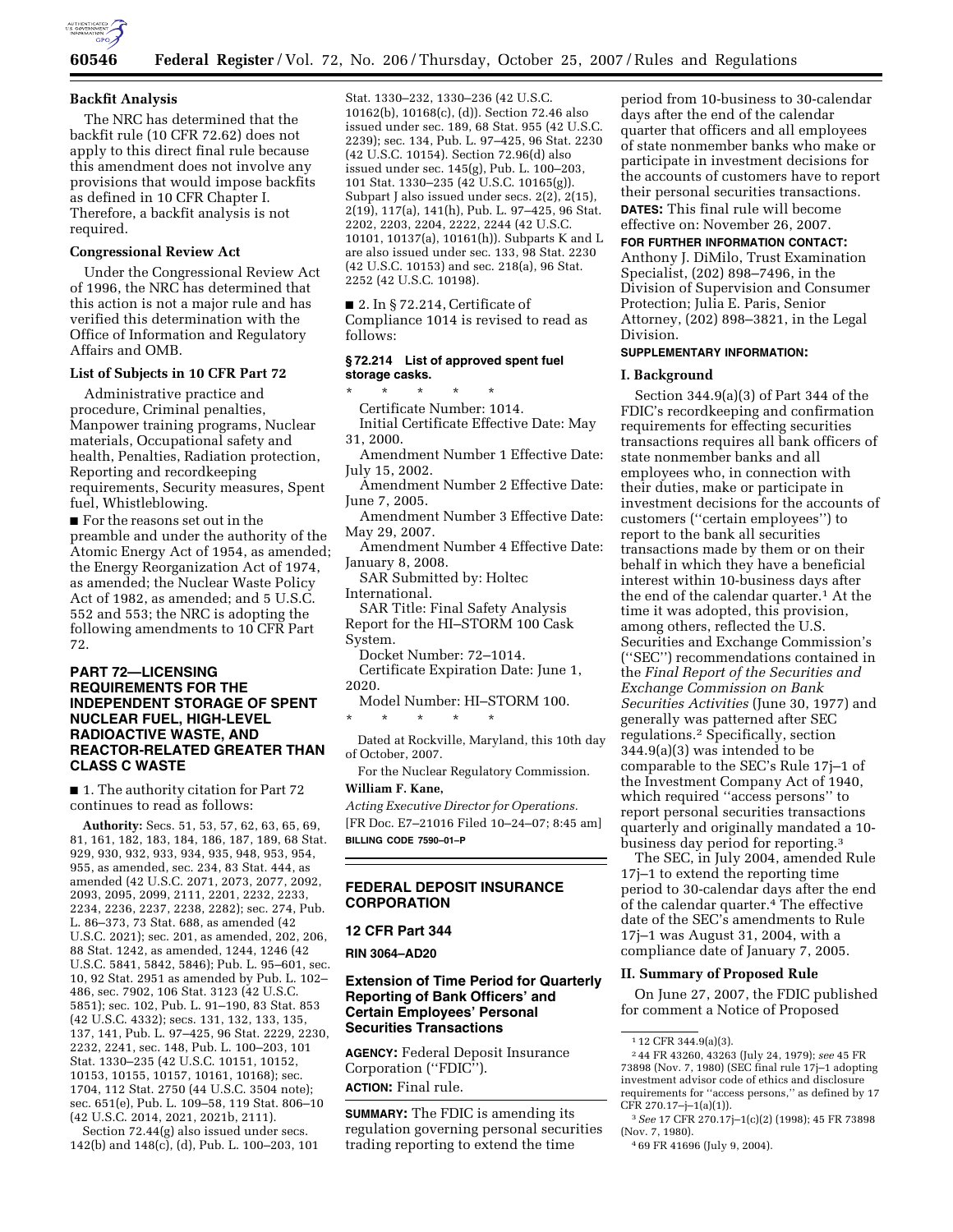## Backfit Analysis

The NRC has determined that the backfit rule (10 CFR 72.62) does not apply to this direct final rule because this amendment does not involve any provisions that would impose backfits as defined in 10 CFR Chapter I. Therefore, a backfit analysis is not required.

## Congressional Review Act

Under the Congressional Review Act of 1996, the NRC has determined that this action is not a major rule and has verified this determination with the Office of Information and Regulatory Affairs and OMB.

## List of Subjects in 10 CFR Part 72

Administrative practice and procedure, Criminal penalties, Manpower training programs, Nuclear materials, Occupational safety and health, Penalties, Radiation protection, Reporting and recordkeeping requirements, Security measures, Spent fuel, Whistleblowing.

■ For the reasons set out in the preamble and under the authority of the Atomic Energy Act of 1954, as amended; the Energy Reorganization Act of 1974, as amended; the Nuclear Waste Policy Act of 1982, as amended; and 5 U.S.C. 552 and 553; the NRC is adopting the following amendments to 10 CFR Part 72.

## PART 72—LICENSING REQUIREMENTS FOR THE INDEPENDENT STORAGE OF SPENT NUCLEAR FUEL, HIGH-LEVEL RADIOACTIVE WASTE, AND REACTOR-RELATED GREATER THAN CLASS C WASTE

■ 1. The authority citation for Part 72 continues to read as follows:

**Authority:** Secs. 51, 53, 57, 62, 63, 65, 69, 81, 161, 182, 183, 184, 186, 187, 189, 68 Stat. 929, 930, 932, 933, 934, 935, 948, 953, 954, 955, as amended, sec. 234, 83 Stat. 444, as amended (42 U.S.C. 2071, 2073, 2077, 2092, 2093, 2095, 2099, 2111, 2201, 2232, 2233, 2234, 2236, 2237, 2238, 2282); sec. 274, Pub. L. 86–373, 73 Stat. 688, as amended (42 U.S.C. 2021); sec. 201, as amended, 202, 206, 88 Stat. 1242, as amended, 1244, 1246 (42 U.S.C. 5841, 5842, 5846); Pub. L. 95–601, sec. 10, 92 Stat. 2951 as amended by Pub. L. 102–486, sec. 7902, 106 Stat. 3123 (42 U.S.C. 5851); sec. 102, Pub. L. 91–190, 83 Stat. 853 (42 U.S.C. 4332); secs. 131, 132, 133, 135, 137, 141, Pub. L. 97–425, 96 Stat. 2229, 2230, 2232, 2241, sec. 148, Pub. L. 100–203, 101 Stat. 1330–235 (42 U.S.C. 10151, 10152, 10153, 10155, 10157, 10161, 10168); sec. 1704, 112 Stat. 2750 (44 U.S.C. 3504 note); sec. 651(e), Pub. L. 109–58, 119 Stat. 806–10 (42 U.S.C. 2014, 2021, 2021b, 2111).

Section 72.44(g) also issued under secs. 142(b) and 148(c), (d), Pub. L. 100–203, 101 Stat. 1330–232, 1330–236 (42 U.S.C. 10162(b), 10168(c), (d)). Section 72.46 also issued under sec. 189, 68 Stat. 955 (42 U.S.C. 2239); sec. 134, Pub. L. 97–425, 96 Stat. 2230 (42 U.S.C. 10154). Section 72.96(d) also issued under sec. 145(g), Pub. L. 100–203, 101 Stat. 1330–235 (42 U.S.C. 10165(g)). Subpart J also issued under secs. 2(2), 2(15), 2(19), 117(a), 141(h), Pub. L. 97–425, 96 Stat. 2202, 2203, 2204, 2222, 2244 (42 U.S.C. 10101, 10137(a), 10161(h)). Subparts K and L are also issued under sec. 133, 98 Stat. 2230 (42 U.S.C. 10153) and sec. 218(a), 96 Stat. 2252 (42 U.S.C. 10198).

■ 2. In § 72.214, Certificate of Compliance 1014 is revised to read as follows:

### § 72.214 List of approved spent fuel storage casks.

\* \* \* \* \*

Certificate Number: 1014.

Initial Certificate Effective Date: May 31, 2000.

Amendment Number 1 Effective Date: July 15, 2002.

Amendment Number 2 Effective Date: June 7, 2005.

Amendment Number 3 Effective Date: May 29, 2007.

Amendment Number 4 Effective Date: January 8, 2008.

SAR Submitted by: Holtec International.

SAR Title: Final Safety Analysis Report for the HI–STORM 100 Cask System.

Docket Number: 72–1014.

Certificate Expiration Date: June 1, 2020.

Model Number: HI–STORM 100.

\* \* \* \* \*

Dated at Rockville, Maryland, this 10th day of October, 2007.

For the Nuclear Regulatory Commission.

**William F. Kane,**

*Acting Executive Director for Operations.*

[FR Doc. E7–21016 Filed 10–24–07; 8:45 am]

**BILLING CODE 7590–01–P**

---

## FEDERAL DEPOSIT INSURANCE CORPORATION

## 12 CFR Part 344

**RIN 3064–AD20**

## Extension of Time Period for Quarterly Reporting of Bank Officers' and Certain Employees' Personal Securities Transactions

**AGENCY:** Federal Deposit Insurance Corporation (''FDIC'').

**ACTION:** Final rule.

**SUMMARY:** The FDIC is amending its regulation governing personal securities trading reporting to extend the time period from 10-business to 30-calendar days after the end of the calendar quarter that officers and all employees of state nonmember banks who make or participate in investment decisions for the accounts of customers have to report their personal securities transactions.

**DATES:** This final rule will become effective on: November 26, 2007.

**FOR FURTHER INFORMATION CONTACT:** Anthony J. DiMilo, Trust Examination Specialist, (202) 898–7496, in the Division of Supervision and Consumer Protection; Julia E. Paris, Senior Attorney, (202) 898–3821, in the Legal Division.

**SUPPLEMENTARY INFORMATION:**

### I. Background

Section 344.9(a)(3) of Part 344 of the FDIC's recordkeeping and confirmation requirements for effecting securities transactions requires all bank officers of state nonmember banks and all employees who, in connection with their duties, make or participate in investment decisions for the accounts of customers (''certain employees'') to report to the bank all securities transactions made by them or on their behalf in which they have a beneficial interest within 10-business days after the end of the calendar quarter.[1] At the time it was adopted, this provision, among others, reflected the U.S. Securities and Exchange Commission's (''SEC'') recommendations contained in the *Final Report of the Securities and Exchange Commission on Bank Securities Activities* (June 30, 1977) and generally was patterned after SEC regulations.[2] Specifically, section 344.9(a)(3) was intended to be comparable to the SEC's Rule 17j–1 of the Investment Company Act of 1940, which required ''access persons'' to report personal securities transactions quarterly and originally mandated a 10-business day period for reporting.[3]

The SEC, in July 2004, amended Rule 17j–1 to extend the reporting time period to 30-calendar days after the end of the calendar quarter.[4] The effective date of the SEC's amendments to Rule 17j–1 was August 31, 2004, with a compliance date of January 7, 2005.

### II. Summary of Proposed Rule

On June 27, 2007, the FDIC published for comment a Notice of Proposed

---

[1] 12 CFR 344.9(a)(3).

[2] 44 FR 43260, 43263 (July 24, 1979); *see* 45 FR 73898 (Nov. 7, 1980) (SEC final rule 17j–1 adopting investment advisor code of ethics and disclosure requirements for ''access persons,'' as defined by 17 CFR 270.17–j–1(a)(1)).

[3] *See* 17 CFR 270.17j–1(c)(2) (1998); 45 FR 73898 (Nov. 7, 1980).

[4] 69 FR 41696 (July 9, 2004).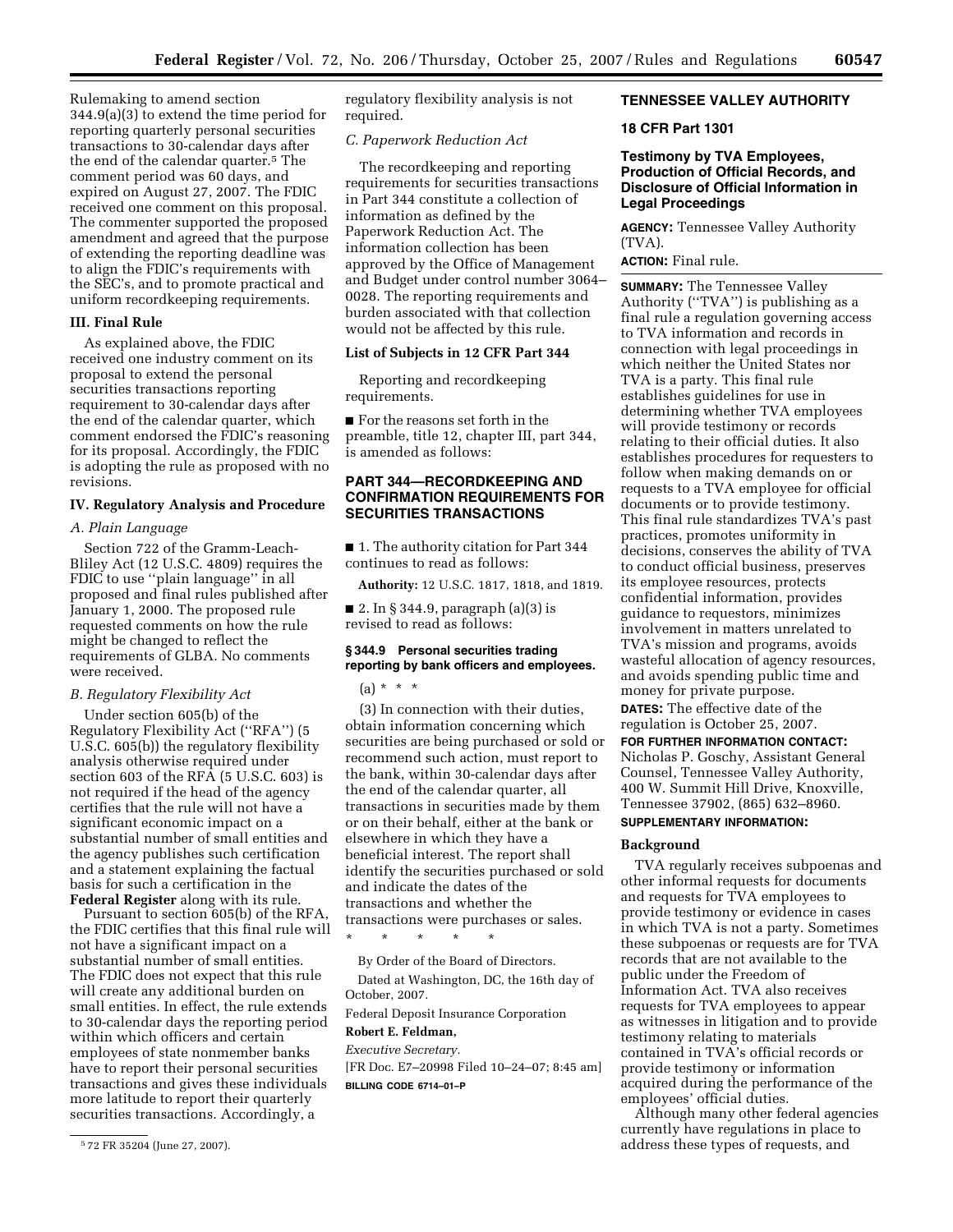Rulemaking to amend section 344.9(a)(3) to extend the time period for reporting quarterly personal securities transactions to 30-calendar days after the end of the calendar quarter.[5] The comment period was 60 days, and expired on August 27, 2007. The FDIC received one comment on this proposal. The commenter supported the proposed amendment and agreed that the purpose of extending the reporting deadline was to align the FDIC's requirements with the SEC's, and to promote practical and uniform recordkeeping requirements.

### III. Final Rule

As explained above, the FDIC received one industry comment on its proposal to extend the personal securities transactions reporting requirement to 30-calendar days after the end of the calendar quarter, which comment endorsed the FDIC's reasoning for its proposal. Accordingly, the FDIC is adopting the rule as proposed with no revisions.

### IV. Regulatory Analysis and Procedure

*A. Plain Language*

Section 722 of the Gramm-Leach-Bliley Act (12 U.S.C. 4809) requires the FDIC to use ''plain language'' in all proposed and final rules published after January 1, 2000. The proposed rule requested comments on how the rule might be changed to reflect the requirements of GLBA. No comments were received.

*B. Regulatory Flexibility Act*

Under section 605(b) of the Regulatory Flexibility Act (''RFA'') (5 U.S.C. 605(b)) the regulatory flexibility analysis otherwise required under section 603 of the RFA (5 U.S.C. 603) is not required if the head of the agency certifies that the rule will not have a significant economic impact on a substantial number of small entities and the agency publishes such certification and a statement explaining the factual basis for such a certification in the **Federal Register** along with its rule.

Pursuant to section 605(b) of the RFA, the FDIC certifies that this final rule will not have a significant impact on a substantial number of small entities. The FDIC does not expect that this rule will create any additional burden on small entities. In effect, the rule extends to 30-calendar days the reporting period within which officers and certain employees of state nonmember banks have to report their personal securities transactions and gives these individuals more latitude to report their quarterly securities transactions. Accordingly, a regulatory flexibility analysis is not required.

*C. Paperwork Reduction Act*

The recordkeeping and reporting requirements for securities transactions in Part 344 constitute a collection of information as defined by the Paperwork Reduction Act. The information collection has been approved by the Office of Management and Budget under control number 3064–0028. The reporting requirements and burden associated with that collection would not be affected by this rule.

### List of Subjects in 12 CFR Part 344

Reporting and recordkeeping requirements.

■ For the reasons set forth in the preamble, title 12, chapter III, part 344, is amended as follows:

## PART 344—RECORDKEEPING AND CONFIRMATION REQUIREMENTS FOR SECURITIES TRANSACTIONS

■ 1. The authority citation for Part 344 continues to read as follows:

**Authority:** 12 U.S.C. 1817, 1818, and 1819.

■ 2. In § 344.9, paragraph (a)(3) is revised to read as follows:

### § 344.9 Personal securities trading reporting by bank officers and employees.

(a) * * *

(3) In connection with their duties, obtain information concerning which securities are being purchased or sold or recommend such action, must report to the bank, within 30-calendar days after the end of the calendar quarter, all transactions in securities made by them or on their behalf, either at the bank or elsewhere in which they have a beneficial interest. The report shall identify the securities purchased or sold and indicate the dates of the transactions and whether the transactions were purchases or sales.

\* \* \* \* \*

By Order of the Board of Directors.

Dated at Washington, DC, the 16th day of October, 2007.

Federal Deposit Insurance Corporation

**Robert E. Feldman,**

*Executive Secretary.*

[FR Doc. E7–20998 Filed 10–24–07; 8:45 am]

**BILLING CODE 6714–01–P**

[5] 72 FR 35204 (June 27, 2007).

## TENNESSEE VALLEY AUTHORITY

## 18 CFR Part 1301

## Testimony by TVA Employees, Production of Official Records, and Disclosure of Official Information in Legal Proceedings

**AGENCY:** Tennessee Valley Authority (TVA).

**ACTION:** Final rule.

**SUMMARY:** The Tennessee Valley Authority (''TVA'') is publishing as a final rule a regulation governing access to TVA information and records in connection with legal proceedings in which neither the United States nor TVA is a party. This final rule establishes guidelines for use in determining whether TVA employees will provide testimony or records relating to their official duties. It also establishes procedures for requesters to follow when making demands on or requests to a TVA employee for official documents or to provide testimony. This final rule standardizes TVA's past practices, promotes uniformity in decisions, conserves the ability of TVA to conduct official business, preserves its employee resources, protects confidential information, provides guidance to requestors, minimizes involvement in matters unrelated to TVA's mission and programs, avoids wasteful allocation of agency resources, and avoids spending public time and money for private purpose.

**DATES:** The effective date of the regulation is October 25, 2007.

**FOR FURTHER INFORMATION CONTACT:** Nicholas P. Goschy, Assistant General Counsel, Tennessee Valley Authority, 400 W. Summit Hill Drive, Knoxville, Tennessee 37902, (865) 632–8960.

**SUPPLEMENTARY INFORMATION:**

### Background

TVA regularly receives subpoenas and other informal requests for documents and requests for TVA employees to provide testimony or evidence in cases in which TVA is not a party. Sometimes these subpoenas or requests are for TVA records that are not available to the public under the Freedom of Information Act. TVA also receives requests for TVA employees to appear as witnesses in litigation and to provide testimony relating to materials contained in TVA's official records or provide testimony or information acquired during the performance of the employees' official duties.

Although many other federal agencies currently have regulations in place to address these types of requests, and